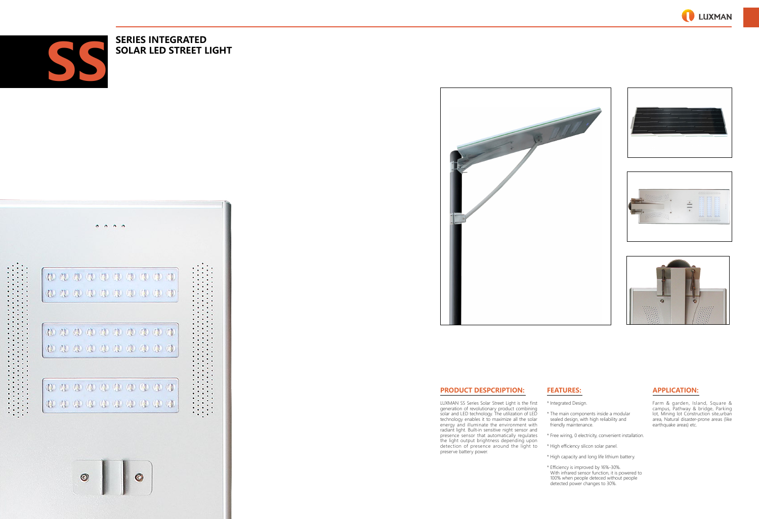# SS SERIES INTEGRATED SOLAR LED STREET LIGHT

## PRODUCT DESPCRIPTION:

LUXMAN SS Series Solar Street Light is the first generation of revolutionary product combining solar and LED technology. The utilization of LED technology enables it to maximize all the solar energy and illuminate the environment with radiant light. Built-in sensitive night sensor and presence sensor that automatically regulates the light output brightness depending upon detection of presence around the light to preserve battery power.

## FEATURES:

* Integrated Design.

* The main components inside a modular sealed design, with high reliability and friendly maintenance.

* Free wiring, 0 electricity, convenient installation.

* High efficiency silicon solar panel.

* High capacity and long life lithium battery.

* Efficiency is improved by 16%-30%. With infrared sensor function, it is powered to 100% when people deteced without people detected power changes to 30%.

## APPLICATION:

Farm & garden, Island, Square & campus, Pathway & bridge, Parking lot, Mining lot Construction site,urban area, Natural disaster-prone areas (like earthquake areas) etc.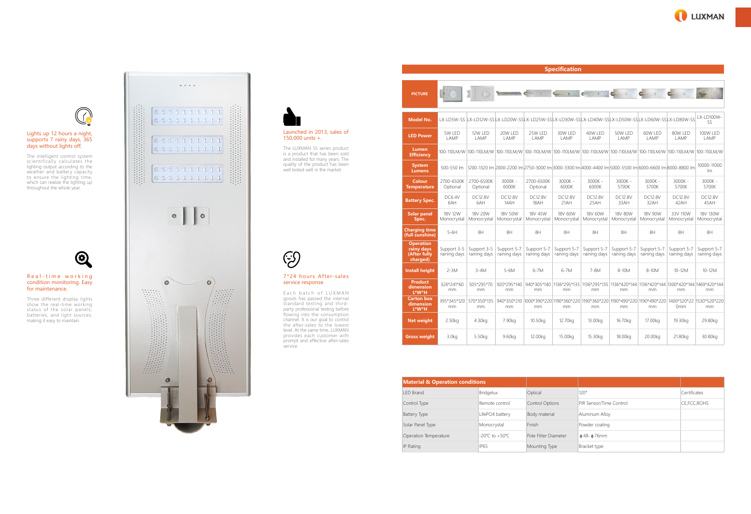Lights up 12 hours a night, supports 7 rainy days, 365 days without lights off.

The intelligent control system scientifically calculates the lighting output according to the weather and battery capacity to ensure the lighting time, which can realize the lighting up throughout the whole year.

Real-time working condition monitoring. Easy for maintenance.

Three different display lights show the real-time working status of the solar panels, batteries, and light sources, making it easy to maintain.

Launched in 2013, sales of 150,000 units +.

The LUXMAN SS series product is a product that has been sold and installed for many years. The quality of the product has been well tested well in the market.

7*24 hours After-sales service response

Each batch of LUXMAN goods has passed the internal standard testing and third-party professional testing before flowing into the consumption channel. It is our goal to control the after-sales to the lowest level. At the same time, LUXMAN provides each customer with prompt and effective after-sales service.

## Specification

| PICTURE | | | | | | | | | | |
|---|---|---|---|---|---|---|---|---|---|---|
| Model No. | LX-LD5W-SS | LX-LD12W-SS | LX-LD20W-SS | LX-LD25W-SS | LX-LD30W-SS | LX-LD40W-SS | LX-LD50W-SS | LX-LD60W-SS | LX-LD80W-SS | LX-LD100W-SS |
| LED Power | 5W LED LAMP | 12W LED LAMP | 20W LED LAMP | 25W LED LAMP | 30W LED LAMP | 40W LED LAMP | 50W LED LAMP | 60W LED LAMP | 80W LED LAMP | 100W LED LAMP |
| Lumen Efficiency | 100-110LM/W | 100-110LM/W | 100-110LM/W | 100-110LM/W | 100-110LM/W | 100-110LM/W | 100-110LM/W | 100-110LM/W | 100-110LM/W | 100-110LM/W |
| System Lumens | 500-550 lm | 1200-1320 lm | 2000-2200 lm | 2750-3000 lm | 3000-3300 lm | 4000-4400 lm | 5000-5500 lm | 6000-6600 lm | 8000-8800 lm | 10000-11000 lm |
| Colour Temperature | 2700-6500K Optional | 2700-6500K Optional | 3000K - 6000K | 2700-6500K Optional | 3000K - 6000K | 3000K - 6000K | 3000K - 5700K | 3000K - 5700K | 3000K - 5700K | 3000K - 5700K |
| Battery Spec. | DC6.4V 6AH | DC12.8V 6AH | DC12.8V 14AH | DC12.8V 18AH | DC12.8V 21AH | DC12.8V 25AH | DC12.8V 33AH | DC12.8V 32AH | DC12.8V 42AH | DC12.8V 45AH |
| Solar panel Spec. | 18V 12W Monocrystal | 18V 20W Monocrystal | 18V 50W Monocrystal | 18V 45W Monocrystal | 18V 60W Monocrystal | 18V 60W Monocrystal | 18V 80W Monocrystal | 18V 90W Monocrystal | 33V 110W Monocrystal | 18V 130W Monocrystal |
| Charging time (full sunshine) | 5-6H | 8H | 8H | 8H | 8H | 8H | 8H | 8H | 8H | 8H |
| Operation rainy days (After fully charged) | Support 3-5 raining days | Support 3-5 raining days | Support 5-7 raining days | Support 5-7 raining days | Support 5-7 raining days | Support 5-7 raining days | Support 5-7 raining days | Support 5-7 raining days | Support 5-7 raining days | Support 5-7 raining days |
| Install height | 2-3M | 3-4M | 5-6M | 6-7M | 6-7M | 7-8M | 8-10M | 8-10M | 10-12M | 10-12M |
| Product dimension L*W*H | 326*241*60 mm | 505*295*70 mm | 920*295*140 mm | 940*305*140 mm | 1136*295*135 mm | 1136*295*135 mm | 1136*420*144 mm | 1136*420*144 mm | 1300*420*144 mm | 1469*420*144 mm |
| Carton box dimension L*W*H | 395*345*120 mm | 570*350*135 mm | 940*350*210 mm | 1000*390*220 mm | 1190*360*220 mm | 1190*360*220 mm | 1190*490*220 mm | 1190*490*220 mm | 1400*520*22 0mm | 1530*520*220 mm |
| Net weight | 2.50kg | 4.30kg | 7.90kg | 10.50kg | 12.70kg | 13.00kg | 16.70kg | 17.00kg | 19.30kg | 29.80kg |
| Gross weight | 3.0kg | 5.50kg | 9.60kg | 12.00kg | 15.00kg | 15.30kg | 18.00kg | 20.00kg | 21.80kg | 30.80kg |

| Material & Operation conditions | | | | |
|---|---|---|---|---|
| LED Brand | Bridgelux | Optical | 120° | Certificates |
| Control Type | Remote control | Control Options | PIR Sensor/Time Control | CE,FCC,ROHS |
| Battery Type | LifePO4 battery | Body material | Aluminum Alloy | |
| Solar Panel Type | Monocrystal | Finish | Powder coating | |
| Operation Temperature | -20℃ to +50℃ | Pole Fitter Diameter | ϕ48- ϕ76mm | |
| IP Rating | IP65 | Mounting Type | Bracket type | |